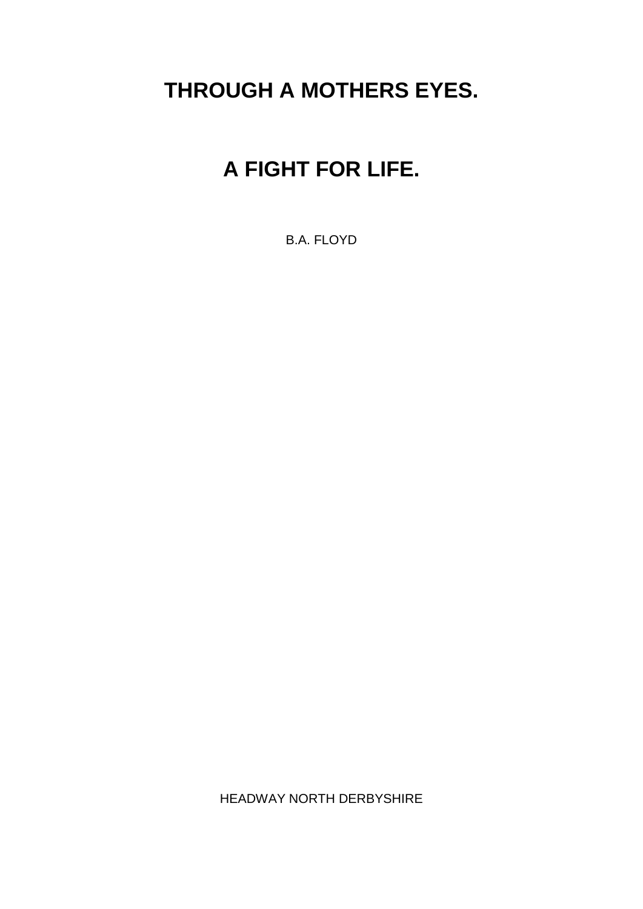# THROUGH A MOTHERS EYES.

# A FIGHT FOR LIFE.

B.A. FLOYD

HEADWAY NORTH DERBYSHIRE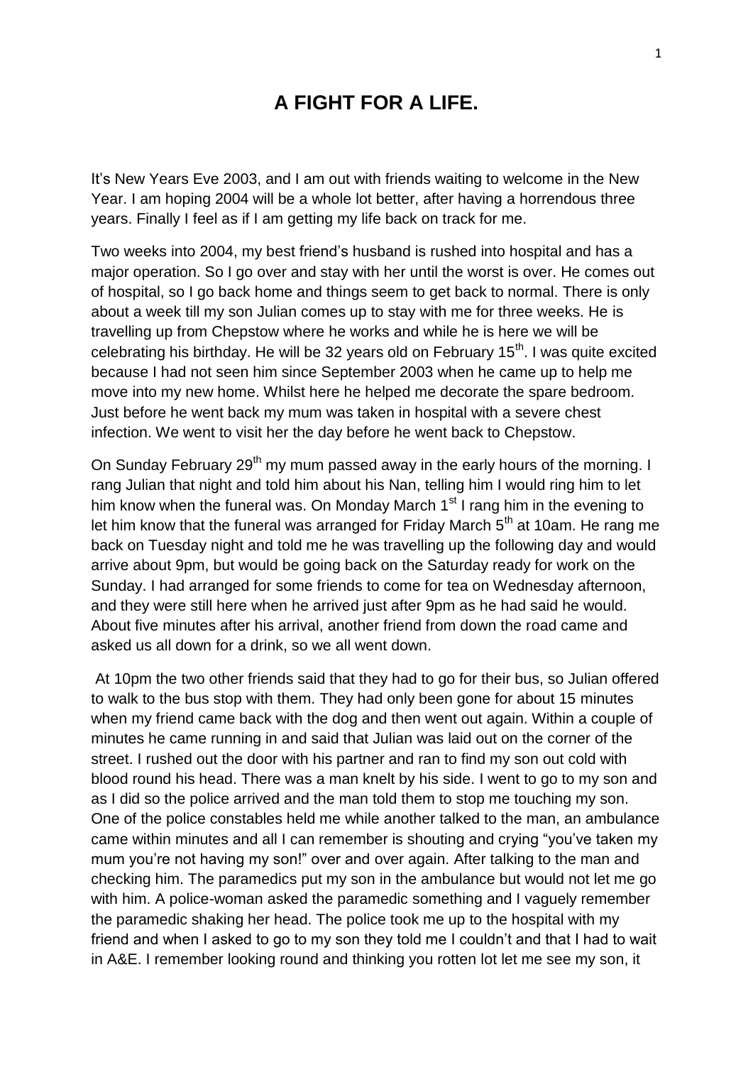# A FIGHT FOR A LIFE.

It's New Years Eve 2003, and I am out with friends waiting to welcome in the New Year. I am hoping 2004 will be a whole lot better, after having a horrendous three years. Finally I feel as if I am getting my life back on track for me.

Two weeks into 2004, my best friend's husband is rushed into hospital and has a major operation. So I go over and stay with her until the worst is over. He comes out of hospital, so I go back home and things seem to get back to normal. There is only about a week till my son Julian comes up to stay with me for three weeks. He is travelling up from Chepstow where he works and while he is here we will be celebrating his birthday. He will be 32 years old on February 15th. I was quite excited because I had not seen him since September 2003 when he came up to help me move into my new home. Whilst here he helped me decorate the spare bedroom. Just before he went back my mum was taken in hospital with a severe chest infection. We went to visit her the day before he went back to Chepstow.

On Sunday February 29th my mum passed away in the early hours of the morning. I rang Julian that night and told him about his Nan, telling him I would ring him to let him know when the funeral was. On Monday March 1st I rang him in the evening to let him know that the funeral was arranged for Friday March 5th at 10am. He rang me back on Tuesday night and told me he was travelling up the following day and would arrive about 9pm, but would be going back on the Saturday ready for work on the Sunday. I had arranged for some friends to come for tea on Wednesday afternoon, and they were still here when he arrived just after 9pm as he had said he would. About five minutes after his arrival, another friend from down the road came and asked us all down for a drink, so we all went down.

At 10pm the two other friends said that they had to go for their bus, so Julian offered to walk to the bus stop with them. They had only been gone for about 15 minutes when my friend came back with the dog and then went out again. Within a couple of minutes he came running in and said that Julian was laid out on the corner of the street. I rushed out the door with his partner and ran to find my son out cold with blood round his head. There was a man knelt by his side. I went to go to my son and as I did so the police arrived and the man told them to stop me touching my son. One of the police constables held me while another talked to the man, an ambulance came within minutes and all I can remember is shouting and crying "you've taken my mum you're not having my son!" over and over again. After talking to the man and checking him. The paramedics put my son in the ambulance but would not let me go with him. A police-woman asked the paramedic something and I vaguely remember the paramedic shaking her head. The police took me up to the hospital with my friend and when I asked to go to my son they told me I couldn't and that I had to wait in A&E. I remember looking round and thinking you rotten lot let me see my son, it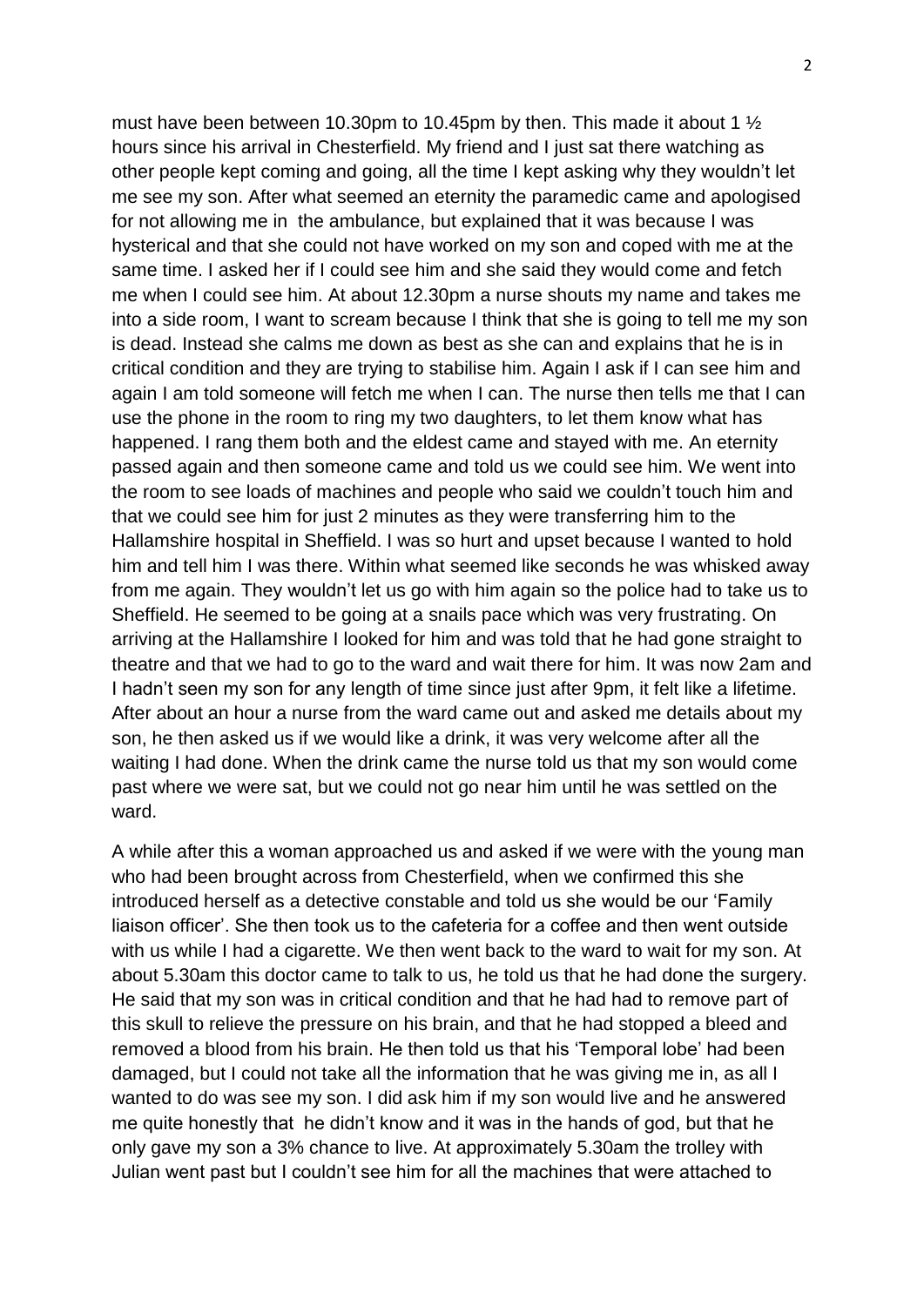must have been between 10.30pm to 10.45pm by then. This made it about 1 ½ hours since his arrival in Chesterfield. My friend and I just sat there watching as other people kept coming and going, all the time I kept asking why they wouldn't let me see my son. After what seemed an eternity the paramedic came and apologised for not allowing me in the ambulance, but explained that it was because I was hysterical and that she could not have worked on my son and coped with me at the same time. I asked her if I could see him and she said they would come and fetch me when I could see him. At about 12.30pm a nurse shouts my name and takes me into a side room, I want to scream because I think that she is going to tell me my son is dead. Instead she calms me down as best as she can and explains that he is in critical condition and they are trying to stabilise him. Again I ask if I can see him and again I am told someone will fetch me when I can. The nurse then tells me that I can use the phone in the room to ring my two daughters, to let them know what has happened. I rang them both and the eldest came and stayed with me. An eternity passed again and then someone came and told us we could see him. We went into the room to see loads of machines and people who said we couldn't touch him and that we could see him for just 2 minutes as they were transferring him to the Hallamshire hospital in Sheffield. I was so hurt and upset because I wanted to hold him and tell him I was there. Within what seemed like seconds he was whisked away from me again. They wouldn't let us go with him again so the police had to take us to Sheffield. He seemed to be going at a snails pace which was very frustrating. On arriving at the Hallamshire I looked for him and was told that he had gone straight to theatre and that we had to go to the ward and wait there for him. It was now 2am and I hadn't seen my son for any length of time since just after 9pm, it felt like a lifetime. After about an hour a nurse from the ward came out and asked me details about my son, he then asked us if we would like a drink, it was very welcome after all the waiting I had done. When the drink came the nurse told us that my son would come past where we were sat, but we could not go near him until he was settled on the ward.

A while after this a woman approached us and asked if we were with the young man who had been brought across from Chesterfield, when we confirmed this she introduced herself as a detective constable and told us she would be our 'Family liaison officer'. She then took us to the cafeteria for a coffee and then went outside with us while I had a cigarette. We then went back to the ward to wait for my son. At about 5.30am this doctor came to talk to us, he told us that he had done the surgery. He said that my son was in critical condition and that he had had to remove part of this skull to relieve the pressure on his brain, and that he had stopped a bleed and removed a blood from his brain. He then told us that his 'Temporal lobe' had been damaged, but I could not take all the information that he was giving me in, as all I wanted to do was see my son. I did ask him if my son would live and he answered me quite honestly that he didn't know and it was in the hands of god, but that he only gave my son a 3% chance to live. At approximately 5.30am the trolley with Julian went past but I couldn't see him for all the machines that were attached to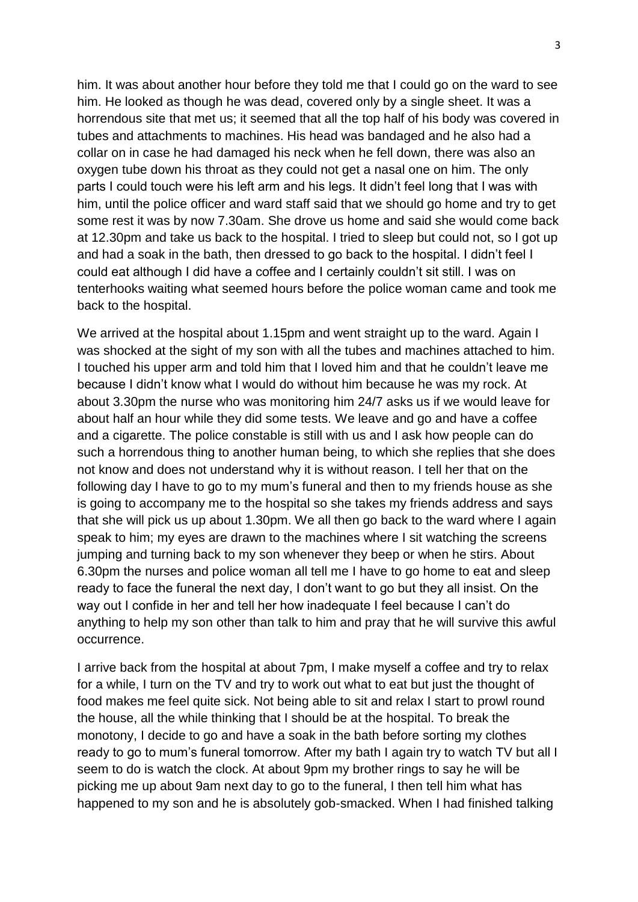him. It was about another hour before they told me that I could go on the ward to see him. He looked as though he was dead, covered only by a single sheet. It was a horrendous site that met us; it seemed that all the top half of his body was covered in tubes and attachments to machines. His head was bandaged and he also had a collar on in case he had damaged his neck when he fell down, there was also an oxygen tube down his throat as they could not get a nasal one on him. The only parts I could touch were his left arm and his legs. It didn't feel long that I was with him, until the police officer and ward staff said that we should go home and try to get some rest it was by now 7.30am. She drove us home and said she would come back at 12.30pm and take us back to the hospital. I tried to sleep but could not, so I got up and had a soak in the bath, then dressed to go back to the hospital. I didn't feel I could eat although I did have a coffee and I certainly couldn't sit still. I was on tenterhooks waiting what seemed hours before the police woman came and took me back to the hospital.

We arrived at the hospital about 1.15pm and went straight up to the ward. Again I was shocked at the sight of my son with all the tubes and machines attached to him. I touched his upper arm and told him that I loved him and that he couldn't leave me because I didn't know what I would do without him because he was my rock. At about 3.30pm the nurse who was monitoring him 24/7 asks us if we would leave for about half an hour while they did some tests. We leave and go and have a coffee and a cigarette. The police constable is still with us and I ask how people can do such a horrendous thing to another human being, to which she replies that she does not know and does not understand why it is without reason. I tell her that on the following day I have to go to my mum's funeral and then to my friends house as she is going to accompany me to the hospital so she takes my friends address and says that she will pick us up about 1.30pm. We all then go back to the ward where I again speak to him; my eyes are drawn to the machines where I sit watching the screens jumping and turning back to my son whenever they beep or when he stirs. About 6.30pm the nurses and police woman all tell me I have to go home to eat and sleep ready to face the funeral the next day, I don't want to go but they all insist. On the way out I confide in her and tell her how inadequate I feel because I can't do anything to help my son other than talk to him and pray that he will survive this awful occurrence.

I arrive back from the hospital at about 7pm, I make myself a coffee and try to relax for a while, I turn on the TV and try to work out what to eat but just the thought of food makes me feel quite sick. Not being able to sit and relax I start to prowl round the house, all the while thinking that I should be at the hospital. To break the monotony, I decide to go and have a soak in the bath before sorting my clothes ready to go to mum's funeral tomorrow. After my bath I again try to watch TV but all I seem to do is watch the clock. At about 9pm my brother rings to say he will be picking me up about 9am next day to go to the funeral, I then tell him what has happened to my son and he is absolutely gob-smacked. When I had finished talking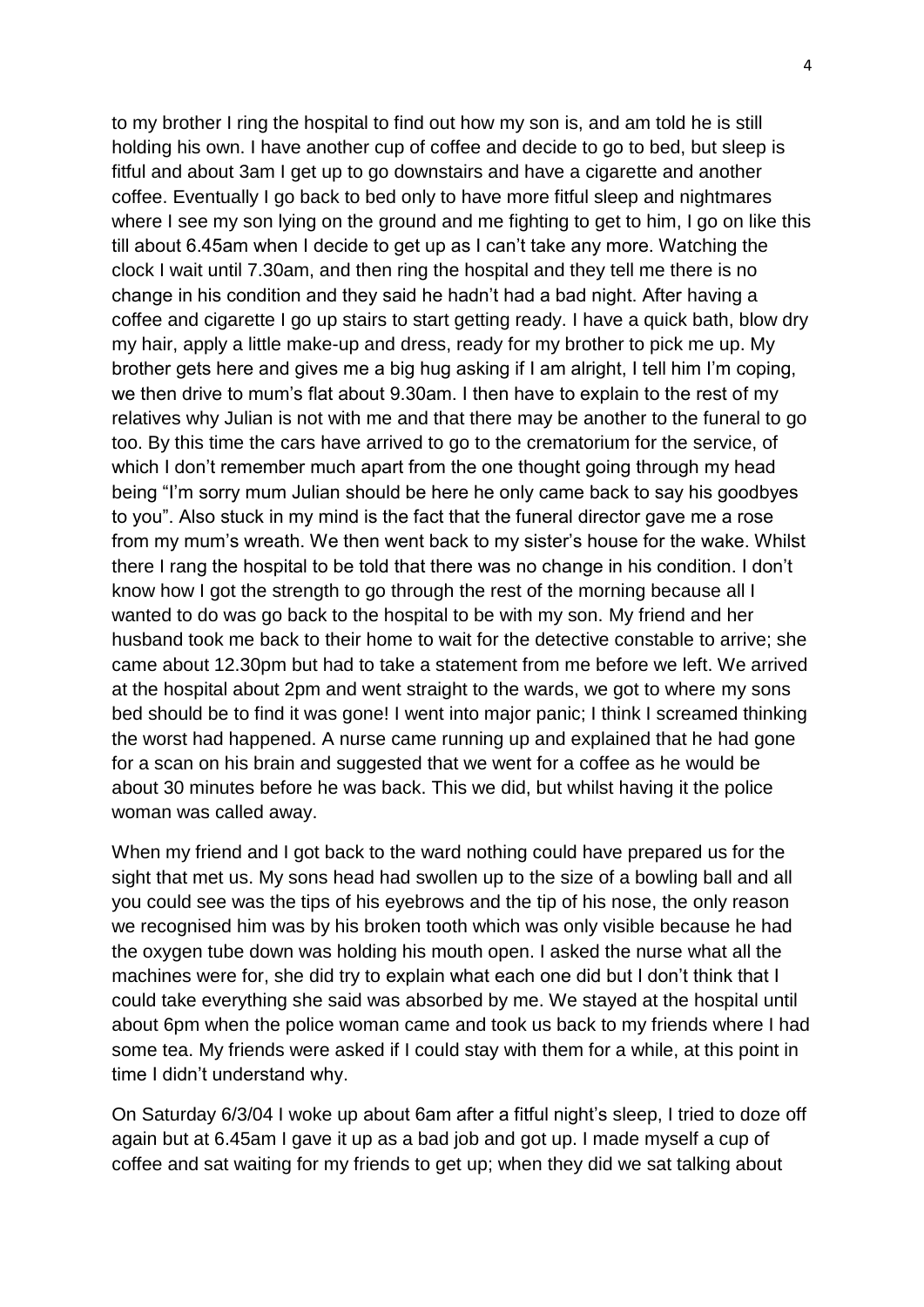to my brother I ring the hospital to find out how my son is, and am told he is still holding his own. I have another cup of coffee and decide to go to bed, but sleep is fitful and about 3am I get up to go downstairs and have a cigarette and another coffee. Eventually I go back to bed only to have more fitful sleep and nightmares where I see my son lying on the ground and me fighting to get to him, I go on like this till about 6.45am when I decide to get up as I can't take any more. Watching the clock I wait until 7.30am, and then ring the hospital and they tell me there is no change in his condition and they said he hadn't had a bad night. After having a coffee and cigarette I go up stairs to start getting ready. I have a quick bath, blow dry my hair, apply a little make-up and dress, ready for my brother to pick me up. My brother gets here and gives me a big hug asking if I am alright, I tell him I'm coping, we then drive to mum's flat about 9.30am. I then have to explain to the rest of my relatives why Julian is not with me and that there may be another to the funeral to go too. By this time the cars have arrived to go to the crematorium for the service, of which I don't remember much apart from the one thought going through my head being "I'm sorry mum Julian should be here he only came back to say his goodbyes to you". Also stuck in my mind is the fact that the funeral director gave me a rose from my mum's wreath. We then went back to my sister's house for the wake. Whilst there I rang the hospital to be told that there was no change in his condition. I don't know how I got the strength to go through the rest of the morning because all I wanted to do was go back to the hospital to be with my son. My friend and her husband took me back to their home to wait for the detective constable to arrive; she came about 12.30pm but had to take a statement from me before we left. We arrived at the hospital about 2pm and went straight to the wards, we got to where my sons bed should be to find it was gone! I went into major panic; I think I screamed thinking the worst had happened. A nurse came running up and explained that he had gone for a scan on his brain and suggested that we went for a coffee as he would be about 30 minutes before he was back. This we did, but whilst having it the police woman was called away.

When my friend and I got back to the ward nothing could have prepared us for the sight that met us. My sons head had swollen up to the size of a bowling ball and all you could see was the tips of his eyebrows and the tip of his nose, the only reason we recognised him was by his broken tooth which was only visible because he had the oxygen tube down was holding his mouth open. I asked the nurse what all the machines were for, she did try to explain what each one did but I don't think that I could take everything she said was absorbed by me. We stayed at the hospital until about 6pm when the police woman came and took us back to my friends where I had some tea. My friends were asked if I could stay with them for a while, at this point in time I didn't understand why.

On Saturday 6/3/04 I woke up about 6am after a fitful night's sleep, I tried to doze off again but at 6.45am I gave it up as a bad job and got up. I made myself a cup of coffee and sat waiting for my friends to get up; when they did we sat talking about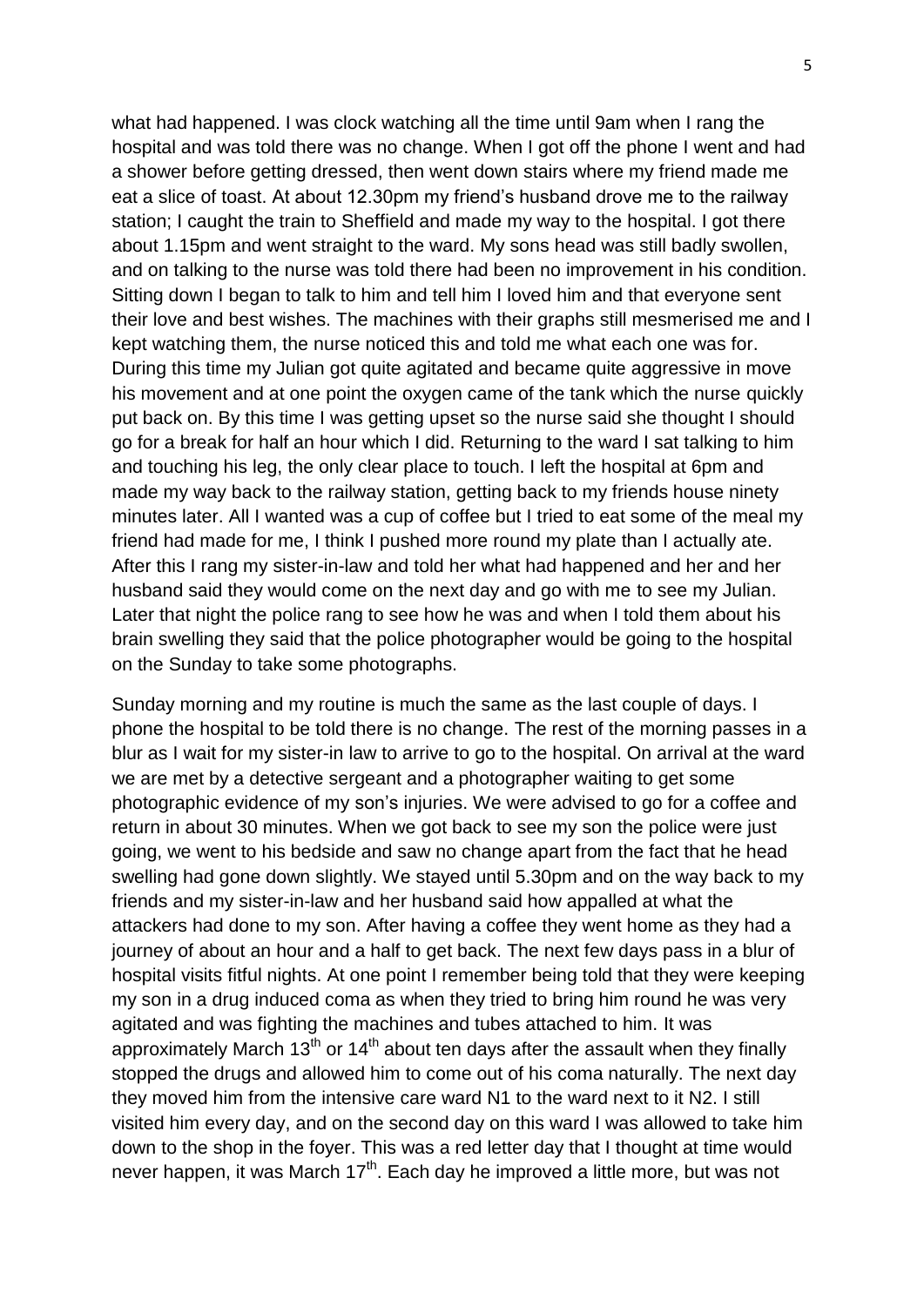what had happened. I was clock watching all the time until 9am when I rang the hospital and was told there was no change. When I got off the phone I went and had a shower before getting dressed, then went down stairs where my friend made me eat a slice of toast. At about 12.30pm my friend's husband drove me to the railway station; I caught the train to Sheffield and made my way to the hospital. I got there about 1.15pm and went straight to the ward. My sons head was still badly swollen, and on talking to the nurse was told there had been no improvement in his condition. Sitting down I began to talk to him and tell him I loved him and that everyone sent their love and best wishes. The machines with their graphs still mesmerised me and I kept watching them, the nurse noticed this and told me what each one was for. During this time my Julian got quite agitated and became quite aggressive in move his movement and at one point the oxygen came of the tank which the nurse quickly put back on. By this time I was getting upset so the nurse said she thought I should go for a break for half an hour which I did. Returning to the ward I sat talking to him and touching his leg, the only clear place to touch. I left the hospital at 6pm and made my way back to the railway station, getting back to my friends house ninety minutes later. All I wanted was a cup of coffee but I tried to eat some of the meal my friend had made for me, I think I pushed more round my plate than I actually ate. After this I rang my sister-in-law and told her what had happened and her and her husband said they would come on the next day and go with me to see my Julian. Later that night the police rang to see how he was and when I told them about his brain swelling they said that the police photographer would be going to the hospital on the Sunday to take some photographs.

Sunday morning and my routine is much the same as the last couple of days. I phone the hospital to be told there is no change. The rest of the morning passes in a blur as I wait for my sister-in law to arrive to go to the hospital. On arrival at the ward we are met by a detective sergeant and a photographer waiting to get some photographic evidence of my son's injuries. We were advised to go for a coffee and return in about 30 minutes. When we got back to see my son the police were just going, we went to his bedside and saw no change apart from the fact that he head swelling had gone down slightly. We stayed until 5.30pm and on the way back to my friends and my sister-in-law and her husband said how appalled at what the attackers had done to my son. After having a coffee they went home as they had a journey of about an hour and a half to get back. The next few days pass in a blur of hospital visits fitful nights. At one point I remember being told that they were keeping my son in a drug induced coma as when they tried to bring him round he was very agitated and was fighting the machines and tubes attached to him. It was approximately March 13th or 14th about ten days after the assault when they finally stopped the drugs and allowed him to come out of his coma naturally. The next day they moved him from the intensive care ward N1 to the ward next to it N2. I still visited him every day, and on the second day on this ward I was allowed to take him down to the shop in the foyer. This was a red letter day that I thought at time would never happen, it was March 17th. Each day he improved a little more, but was not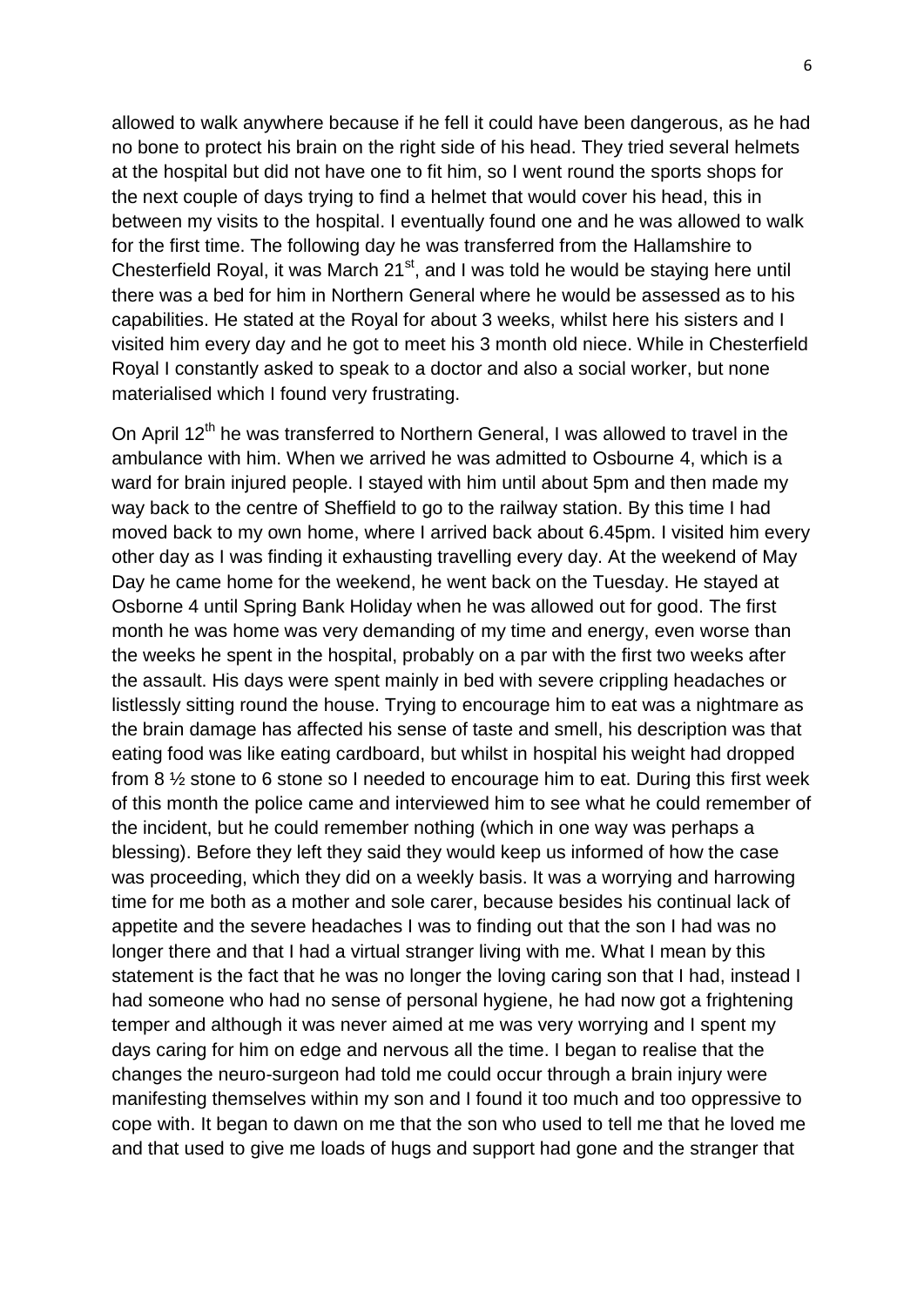allowed to walk anywhere because if he fell it could have been dangerous, as he had no bone to protect his brain on the right side of his head. They tried several helmets at the hospital but did not have one to fit him, so I went round the sports shops for the next couple of days trying to find a helmet that would cover his head, this in between my visits to the hospital. I eventually found one and he was allowed to walk for the first time. The following day he was transferred from the Hallamshire to Chesterfield Royal, it was March 21st, and I was told he would be staying here until there was a bed for him in Northern General where he would be assessed as to his capabilities. He stated at the Royal for about 3 weeks, whilst here his sisters and I visited him every day and he got to meet his 3 month old niece. While in Chesterfield Royal I constantly asked to speak to a doctor and also a social worker, but none materialised which I found very frustrating.

On April 12th he was transferred to Northern General, I was allowed to travel in the ambulance with him. When we arrived he was admitted to Osbourne 4, which is a ward for brain injured people. I stayed with him until about 5pm and then made my way back to the centre of Sheffield to go to the railway station. By this time I had moved back to my own home, where I arrived back about 6.45pm. I visited him every other day as I was finding it exhausting travelling every day. At the weekend of May Day he came home for the weekend, he went back on the Tuesday. He stayed at Osborne 4 until Spring Bank Holiday when he was allowed out for good. The first month he was home was very demanding of my time and energy, even worse than the weeks he spent in the hospital, probably on a par with the first two weeks after the assault. His days were spent mainly in bed with severe crippling headaches or listlessly sitting round the house. Trying to encourage him to eat was a nightmare as the brain damage has affected his sense of taste and smell, his description was that eating food was like eating cardboard, but whilst in hospital his weight had dropped from 8 ½ stone to 6 stone so I needed to encourage him to eat. During this first week of this month the police came and interviewed him to see what he could remember of the incident, but he could remember nothing (which in one way was perhaps a blessing). Before they left they said they would keep us informed of how the case was proceeding, which they did on a weekly basis. It was a worrying and harrowing time for me both as a mother and sole carer, because besides his continual lack of appetite and the severe headaches I was to finding out that the son I had was no longer there and that I had a virtual stranger living with me. What I mean by this statement is the fact that he was no longer the loving caring son that I had, instead I had someone who had no sense of personal hygiene, he had now got a frightening temper and although it was never aimed at me was very worrying and I spent my days caring for him on edge and nervous all the time. I began to realise that the changes the neuro-surgeon had told me could occur through a brain injury were manifesting themselves within my son and I found it too much and too oppressive to cope with. It began to dawn on me that the son who used to tell me that he loved me and that used to give me loads of hugs and support had gone and the stranger that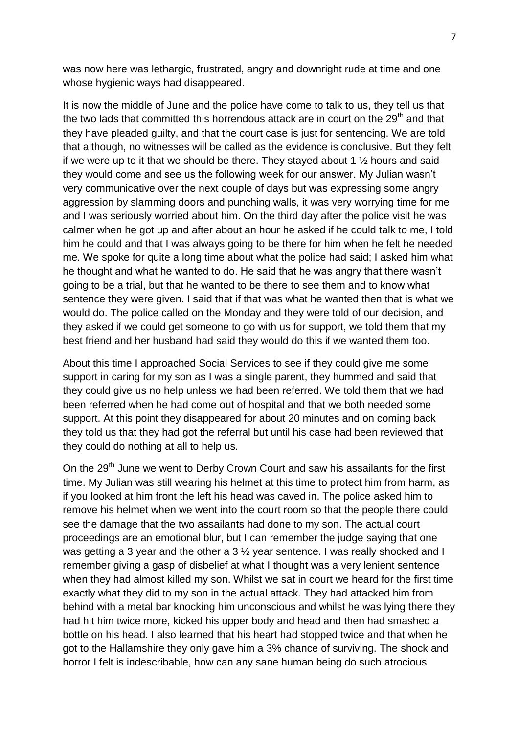was now here was lethargic, frustrated, angry and downright rude at time and one whose hygienic ways had disappeared.

It is now the middle of June and the police have come to talk to us, they tell us that the two lads that committed this horrendous attack are in court on the 29th and that they have pleaded guilty, and that the court case is just for sentencing. We are told that although, no witnesses will be called as the evidence is conclusive. But they felt if we were up to it that we should be there. They stayed about 1 ½ hours and said they would come and see us the following week for our answer. My Julian wasn't very communicative over the next couple of days but was expressing some angry aggression by slamming doors and punching walls, it was very worrying time for me and I was seriously worried about him. On the third day after the police visit he was calmer when he got up and after about an hour he asked if he could talk to me, I told him he could and that I was always going to be there for him when he felt he needed me. We spoke for quite a long time about what the police had said; I asked him what he thought and what he wanted to do. He said that he was angry that there wasn't going to be a trial, but that he wanted to be there to see them and to know what sentence they were given. I said that if that was what he wanted then that is what we would do. The police called on the Monday and they were told of our decision, and they asked if we could get someone to go with us for support, we told them that my best friend and her husband had said they would do this if we wanted them too.

About this time I approached Social Services to see if they could give me some support in caring for my son as I was a single parent, they hummed and said that they could give us no help unless we had been referred. We told them that we had been referred when he had come out of hospital and that we both needed some support. At this point they disappeared for about 20 minutes and on coming back they told us that they had got the referral but until his case had been reviewed that they could do nothing at all to help us.

On the 29th June we went to Derby Crown Court and saw his assailants for the first time. My Julian was still wearing his helmet at this time to protect him from harm, as if you looked at him front the left his head was caved in. The police asked him to remove his helmet when we went into the court room so that the people there could see the damage that the two assailants had done to my son. The actual court proceedings are an emotional blur, but I can remember the judge saying that one was getting a 3 year and the other a 3 ½ year sentence. I was really shocked and I remember giving a gasp of disbelief at what I thought was a very lenient sentence when they had almost killed my son. Whilst we sat in court we heard for the first time exactly what they did to my son in the actual attack. They had attacked him from behind with a metal bar knocking him unconscious and whilst he was lying there they had hit him twice more, kicked his upper body and head and then had smashed a bottle on his head. I also learned that his heart had stopped twice and that when he got to the Hallamshire they only gave him a 3% chance of surviving. The shock and horror I felt is indescribable, how can any sane human being do such atrocious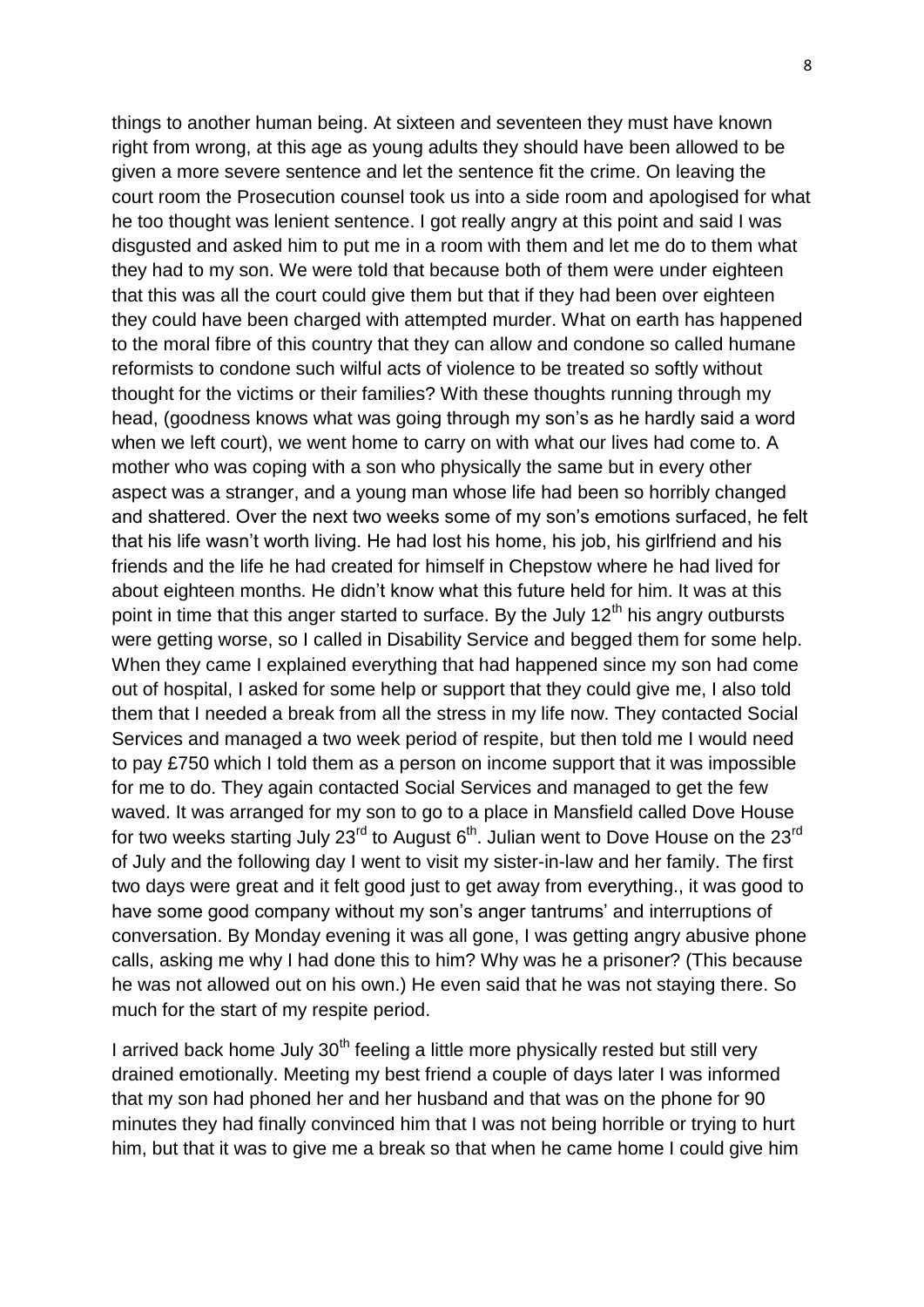things to another human being. At sixteen and seventeen they must have known right from wrong, at this age as young adults they should have been allowed to be given a more severe sentence and let the sentence fit the crime. On leaving the court room the Prosecution counsel took us into a side room and apologised for what he too thought was lenient sentence. I got really angry at this point and said I was disgusted and asked him to put me in a room with them and let me do to them what they had to my son. We were told that because both of them were under eighteen that this was all the court could give them but that if they had been over eighteen they could have been charged with attempted murder. What on earth has happened to the moral fibre of this country that they can allow and condone so called humane reformists to condone such wilful acts of violence to be treated so softly without thought for the victims or their families? With these thoughts running through my head, (goodness knows what was going through my son's as he hardly said a word when we left court), we went home to carry on with what our lives had come to. A mother who was coping with a son who physically the same but in every other aspect was a stranger, and a young man whose life had been so horribly changed and shattered. Over the next two weeks some of my son's emotions surfaced, he felt that his life wasn't worth living. He had lost his home, his job, his girlfriend and his friends and the life he had created for himself in Chepstow where he had lived for about eighteen months. He didn't know what this future held for him. It was at this point in time that this anger started to surface. By the July 12th his angry outbursts were getting worse, so I called in Disability Service and begged them for some help. When they came I explained everything that had happened since my son had come out of hospital, I asked for some help or support that they could give me, I also told them that I needed a break from all the stress in my life now. They contacted Social Services and managed a two week period of respite, but then told me I would need to pay £750 which I told them as a person on income support that it was impossible for me to do. They again contacted Social Services and managed to get the few waved. It was arranged for my son to go to a place in Mansfield called Dove House for two weeks starting July 23rd to August 6th. Julian went to Dove House on the 23rd of July and the following day I went to visit my sister-in-law and her family. The first two days were great and it felt good just to get away from everything., it was good to have some good company without my son's anger tantrums' and interruptions of conversation. By Monday evening it was all gone, I was getting angry abusive phone calls, asking me why I had done this to him? Why was he a prisoner? (This because he was not allowed out on his own.) He even said that he was not staying there. So much for the start of my respite period.

I arrived back home July 30th feeling a little more physically rested but still very drained emotionally. Meeting my best friend a couple of days later I was informed that my son had phoned her and her husband and that was on the phone for 90 minutes they had finally convinced him that I was not being horrible or trying to hurt him, but that it was to give me a break so that when he came home I could give him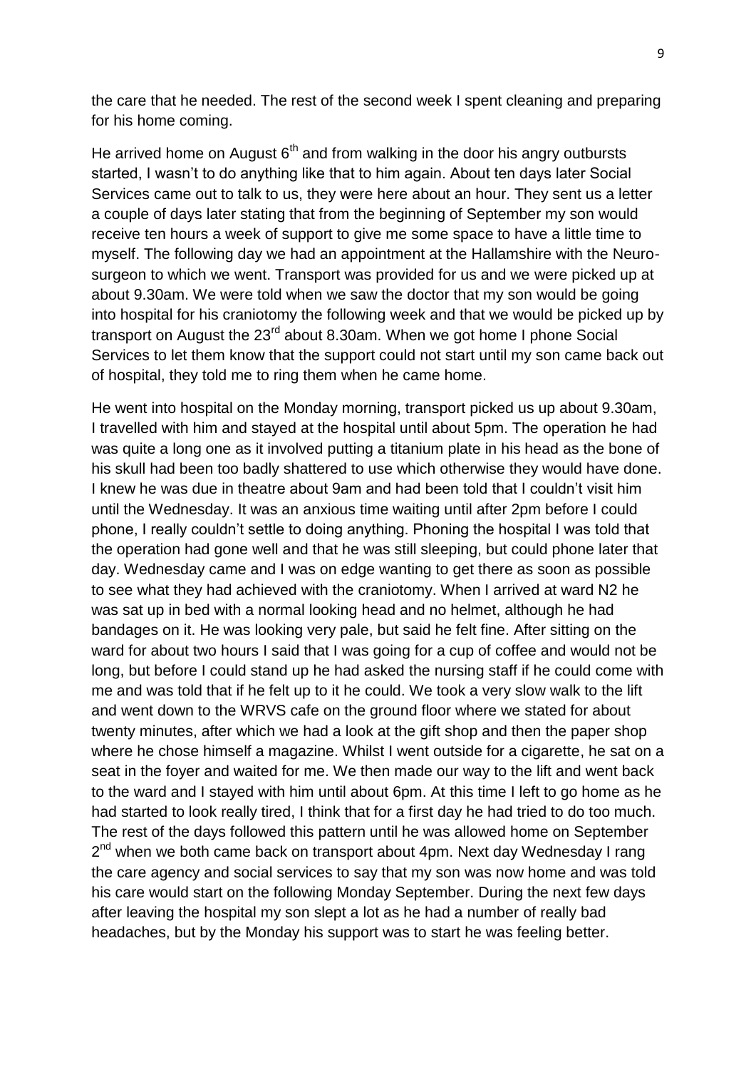the care that he needed. The rest of the second week I spent cleaning and preparing for his home coming.

He arrived home on August 6th and from walking in the door his angry outbursts started, I wasn't to do anything like that to him again. About ten days later Social Services came out to talk to us, they were here about an hour. They sent us a letter a couple of days later stating that from the beginning of September my son would receive ten hours a week of support to give me some space to have a little time to myself. The following day we had an appointment at the Hallamshire with the Neuro-surgeon to which we went. Transport was provided for us and we were picked up at about 9.30am. We were told when we saw the doctor that my son would be going into hospital for his craniotomy the following week and that we would be picked up by transport on August the 23rd about 8.30am. When we got home I phone Social Services to let them know that the support could not start until my son came back out of hospital, they told me to ring them when he came home.

He went into hospital on the Monday morning, transport picked us up about 9.30am, I travelled with him and stayed at the hospital until about 5pm. The operation he had was quite a long one as it involved putting a titanium plate in his head as the bone of his skull had been too badly shattered to use which otherwise they would have done. I knew he was due in theatre about 9am and had been told that I couldn't visit him until the Wednesday. It was an anxious time waiting until after 2pm before I could phone, I really couldn't settle to doing anything. Phoning the hospital I was told that the operation had gone well and that he was still sleeping, but could phone later that day. Wednesday came and I was on edge wanting to get there as soon as possible to see what they had achieved with the craniotomy. When I arrived at ward N2 he was sat up in bed with a normal looking head and no helmet, although he had bandages on it. He was looking very pale, but said he felt fine. After sitting on the ward for about two hours I said that I was going for a cup of coffee and would not be long, but before I could stand up he had asked the nursing staff if he could come with me and was told that if he felt up to it he could. We took a very slow walk to the lift and went down to the WRVS cafe on the ground floor where we stated for about twenty minutes, after which we had a look at the gift shop and then the paper shop where he chose himself a magazine. Whilst I went outside for a cigarette, he sat on a seat in the foyer and waited for me. We then made our way to the lift and went back to the ward and I stayed with him until about 6pm. At this time I left to go home as he had started to look really tired, I think that for a first day he had tried to do too much. The rest of the days followed this pattern until he was allowed home on September 2nd when we both came back on transport about 4pm. Next day Wednesday I rang the care agency and social services to say that my son was now home and was told his care would start on the following Monday September. During the next few days after leaving the hospital my son slept a lot as he had a number of really bad headaches, but by the Monday his support was to start he was feeling better.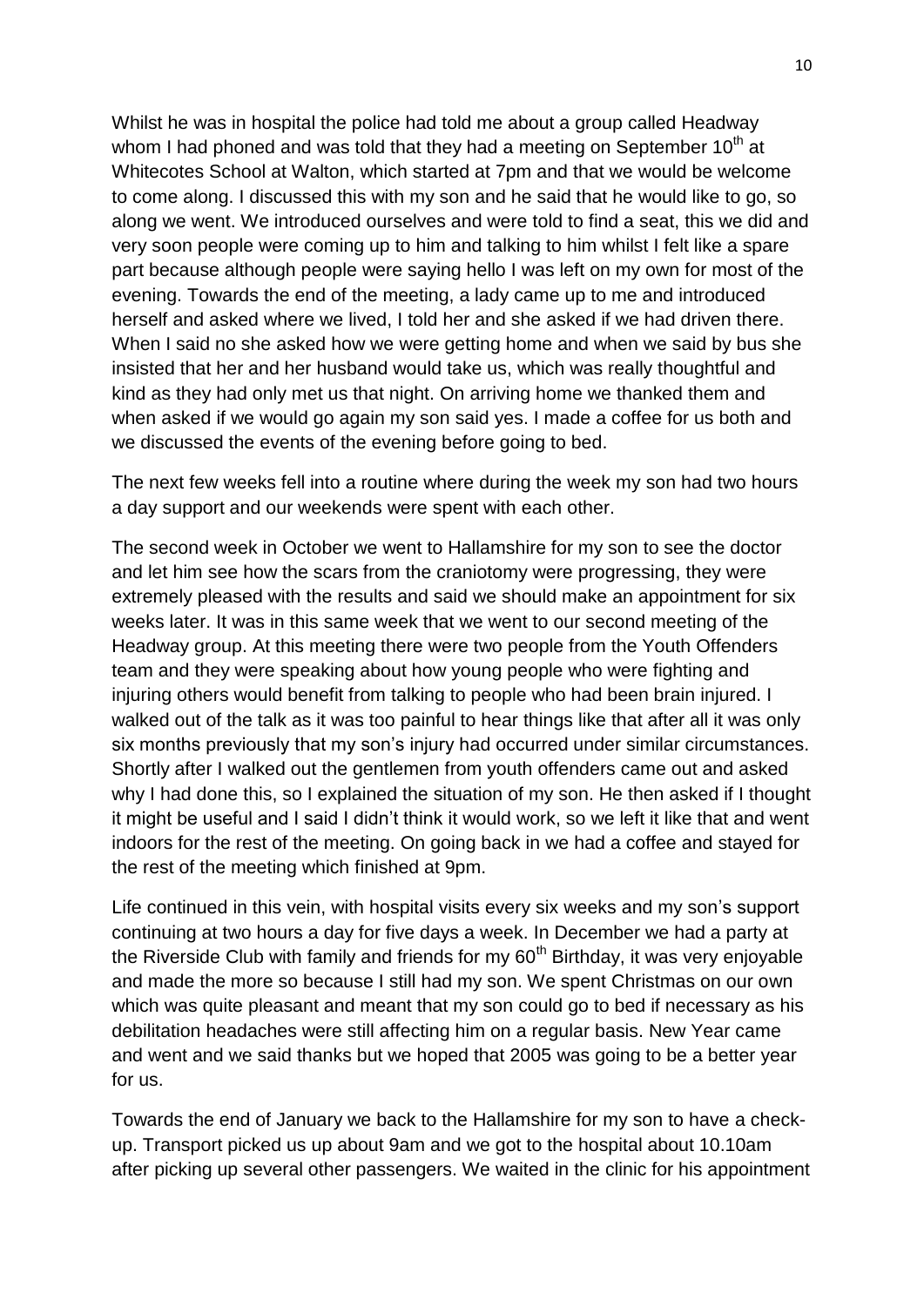Whilst he was in hospital the police had told me about a group called Headway whom I had phoned and was told that they had a meeting on September 10th at Whitecotes School at Walton, which started at 7pm and that we would be welcome to come along. I discussed this with my son and he said that he would like to go, so along we went. We introduced ourselves and were told to find a seat, this we did and very soon people were coming up to him and talking to him whilst I felt like a spare part because although people were saying hello I was left on my own for most of the evening. Towards the end of the meeting, a lady came up to me and introduced herself and asked where we lived, I told her and she asked if we had driven there. When I said no she asked how we were getting home and when we said by bus she insisted that her and her husband would take us, which was really thoughtful and kind as they had only met us that night. On arriving home we thanked them and when asked if we would go again my son said yes. I made a coffee for us both and we discussed the events of the evening before going to bed.

The next few weeks fell into a routine where during the week my son had two hours a day support and our weekends were spent with each other.

The second week in October we went to Hallamshire for my son to see the doctor and let him see how the scars from the craniotomy were progressing, they were extremely pleased with the results and said we should make an appointment for six weeks later. It was in this same week that we went to our second meeting of the Headway group. At this meeting there were two people from the Youth Offenders team and they were speaking about how young people who were fighting and injuring others would benefit from talking to people who had been brain injured. I walked out of the talk as it was too painful to hear things like that after all it was only six months previously that my son's injury had occurred under similar circumstances. Shortly after I walked out the gentlemen from youth offenders came out and asked why I had done this, so I explained the situation of my son. He then asked if I thought it might be useful and I said I didn't think it would work, so we left it like that and went indoors for the rest of the meeting. On going back in we had a coffee and stayed for the rest of the meeting which finished at 9pm.

Life continued in this vein, with hospital visits every six weeks and my son's support continuing at two hours a day for five days a week. In December we had a party at the Riverside Club with family and friends for my 60th Birthday, it was very enjoyable and made the more so because I still had my son. We spent Christmas on our own which was quite pleasant and meant that my son could go to bed if necessary as his debilitation headaches were still affecting him on a regular basis. New Year came and went and we said thanks but we hoped that 2005 was going to be a better year for us.

Towards the end of January we back to the Hallamshire for my son to have a check-up. Transport picked us up about 9am and we got to the hospital about 10.10am after picking up several other passengers. We waited in the clinic for his appointment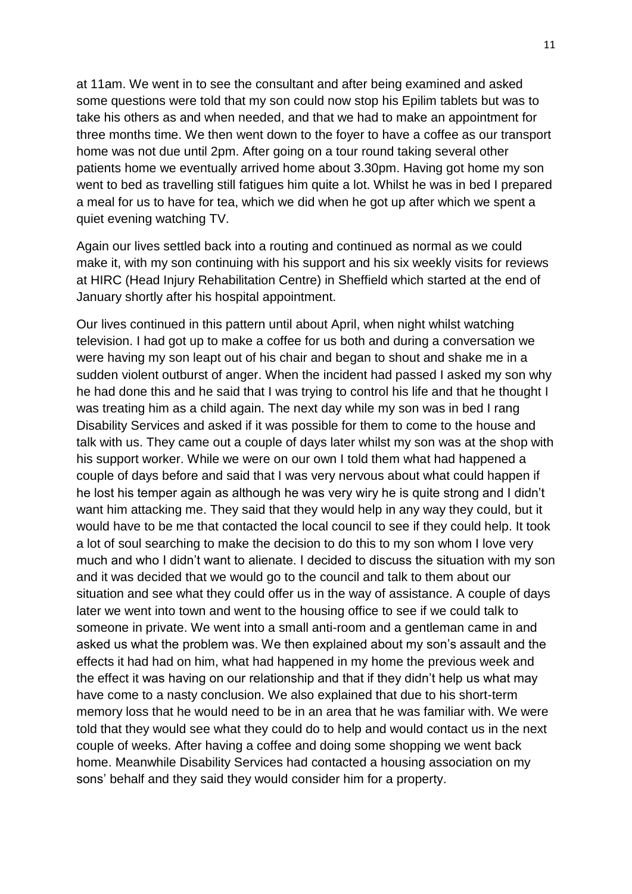at 11am. We went in to see the consultant and after being examined and asked some questions were told that my son could now stop his Epilim tablets but was to take his others as and when needed, and that we had to make an appointment for three months time. We then went down to the foyer to have a coffee as our transport home was not due until 2pm. After going on a tour round taking several other patients home we eventually arrived home about 3.30pm. Having got home my son went to bed as travelling still fatigues him quite a lot. Whilst he was in bed I prepared a meal for us to have for tea, which we did when he got up after which we spent a quiet evening watching TV.

Again our lives settled back into a routing and continued as normal as we could make it, with my son continuing with his support and his six weekly visits for reviews at HIRC (Head Injury Rehabilitation Centre) in Sheffield which started at the end of January shortly after his hospital appointment.

Our lives continued in this pattern until about April, when night whilst watching television. I had got up to make a coffee for us both and during a conversation we were having my son leapt out of his chair and began to shout and shake me in a sudden violent outburst of anger. When the incident had passed I asked my son why he had done this and he said that I was trying to control his life and that he thought I was treating him as a child again. The next day while my son was in bed I rang Disability Services and asked if it was possible for them to come to the house and talk with us. They came out a couple of days later whilst my son was at the shop with his support worker. While we were on our own I told them what had happened a couple of days before and said that I was very nervous about what could happen if he lost his temper again as although he was very wiry he is quite strong and I didn't want him attacking me. They said that they would help in any way they could, but it would have to be me that contacted the local council to see if they could help. It took a lot of soul searching to make the decision to do this to my son whom I love very much and who I didn't want to alienate. I decided to discuss the situation with my son and it was decided that we would go to the council and talk to them about our situation and see what they could offer us in the way of assistance. A couple of days later we went into town and went to the housing office to see if we could talk to someone in private. We went into a small anti-room and a gentleman came in and asked us what the problem was. We then explained about my son's assault and the effects it had had on him, what had happened in my home the previous week and the effect it was having on our relationship and that if they didn't help us what may have come to a nasty conclusion. We also explained that due to his short-term memory loss that he would need to be in an area that he was familiar with. We were told that they would see what they could do to help and would contact us in the next couple of weeks. After having a coffee and doing some shopping we went back home. Meanwhile Disability Services had contacted a housing association on my sons' behalf and they said they would consider him for a property.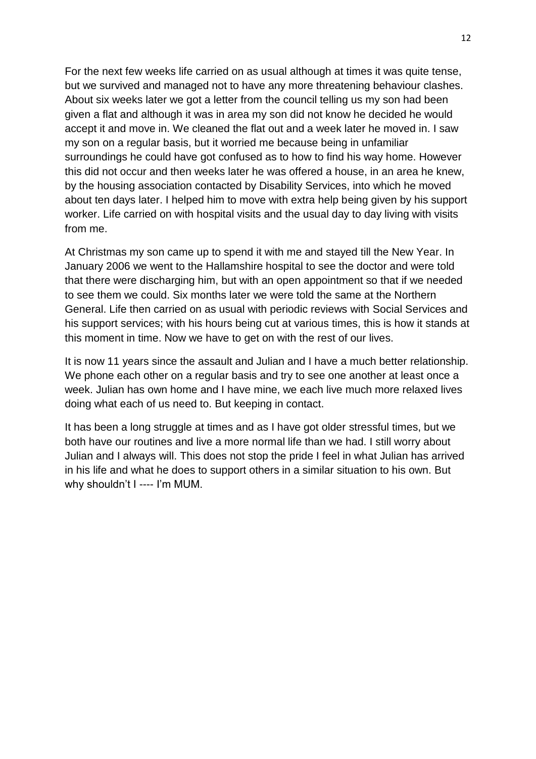For the next few weeks life carried on as usual although at times it was quite tense, but we survived and managed not to have any more threatening behaviour clashes. About six weeks later we got a letter from the council telling us my son had been given a flat and although it was in area my son did not know he decided he would accept it and move in. We cleaned the flat out and a week later he moved in. I saw my son on a regular basis, but it worried me because being in unfamiliar surroundings he could have got confused as to how to find his way home. However this did not occur and then weeks later he was offered a house, in an area he knew, by the housing association contacted by Disability Services, into which he moved about ten days later. I helped him to move with extra help being given by his support worker. Life carried on with hospital visits and the usual day to day living with visits from me.

At Christmas my son came up to spend it with me and stayed till the New Year. In January 2006 we went to the Hallamshire hospital to see the doctor and were told that there were discharging him, but with an open appointment so that if we needed to see them we could. Six months later we were told the same at the Northern General. Life then carried on as usual with periodic reviews with Social Services and his support services; with his hours being cut at various times, this is how it stands at this moment in time. Now we have to get on with the rest of our lives.

It is now 11 years since the assault and Julian and I have a much better relationship. We phone each other on a regular basis and try to see one another at least once a week. Julian has own home and I have mine, we each live much more relaxed lives doing what each of us need to. But keeping in contact.

It has been a long struggle at times and as I have got older stressful times, but we both have our routines and live a more normal life than we had. I still worry about Julian and I always will. This does not stop the pride I feel in what Julian has arrived in his life and what he does to support others in a similar situation to his own. But why shouldn't I ---- I'm MUM.